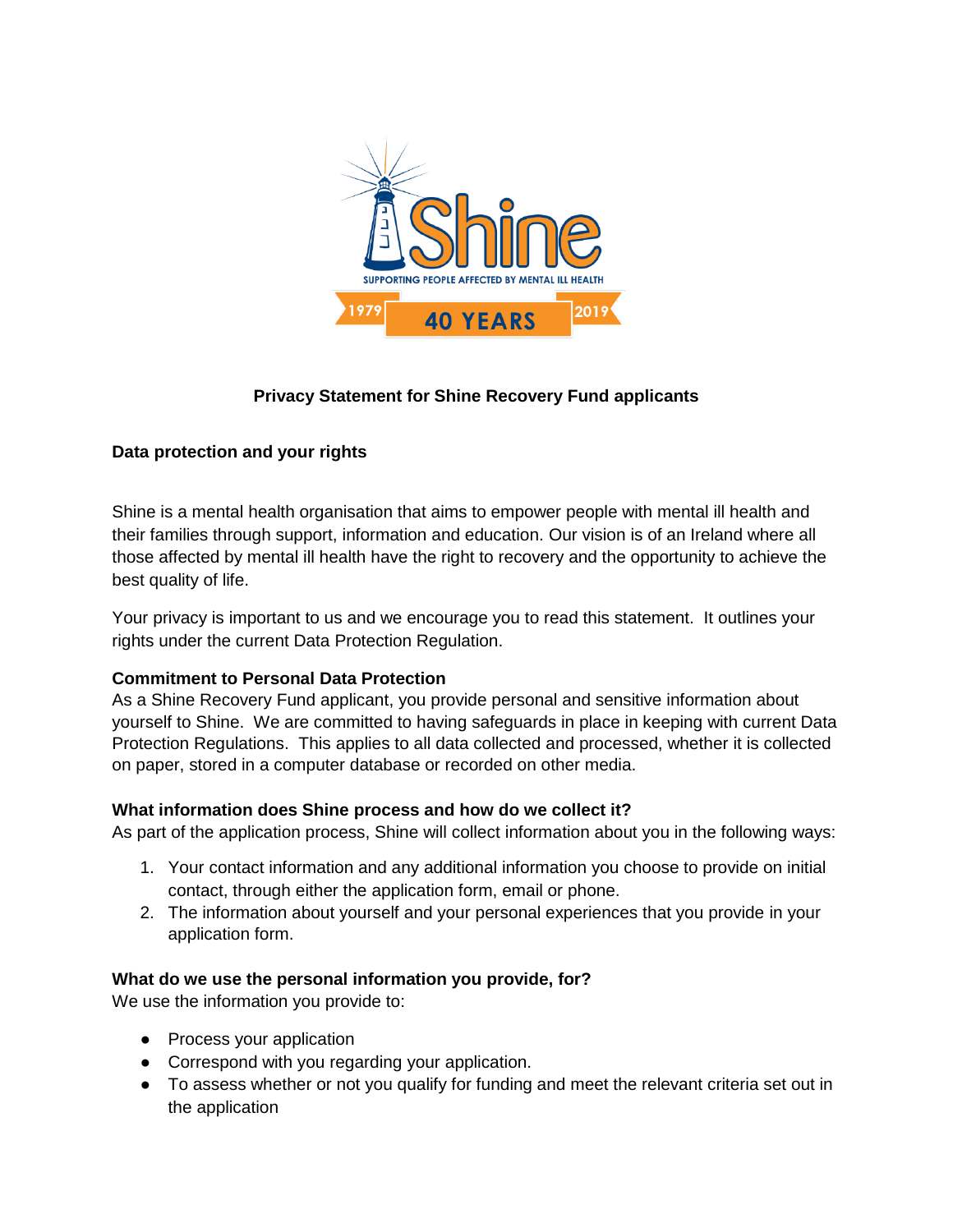Shine

SUPPORTING PEOPLE AFFECTED BY MENTAL ILL HEALTH

1979 40 YEARS 2019

# Privacy Statement for Shine Recovery Fund applicants

## Data protection and your rights

Shine is a mental health organisation that aims to empower people with mental ill health and their families through support, information and education. Our vision is of an Ireland where all those affected by mental ill health have the right to recovery and the opportunity to achieve the best quality of life.

Your privacy is important to us and we encourage you to read this statement. It outlines your rights under the current Data Protection Regulation.

### Commitment to Personal Data Protection

As a Shine Recovery Fund applicant, you provide personal and sensitive information about yourself to Shine. We are committed to having safeguards in place in keeping with current Data Protection Regulations. This applies to all data collected and processed, whether it is collected on paper, stored in a computer database or recorded on other media.

### What information does Shine process and how do we collect it?

As part of the application process, Shine will collect information about you in the following ways:

1. Your contact information and any additional information you choose to provide on initial contact, through either the application form, email or phone.
2. The information about yourself and your personal experiences that you provide in your application form.

### What do we use the personal information you provide, for?

We use the information you provide to:

- Process your application
- Correspond with you regarding your application.
- To assess whether or not you qualify for funding and meet the relevant criteria set out in the application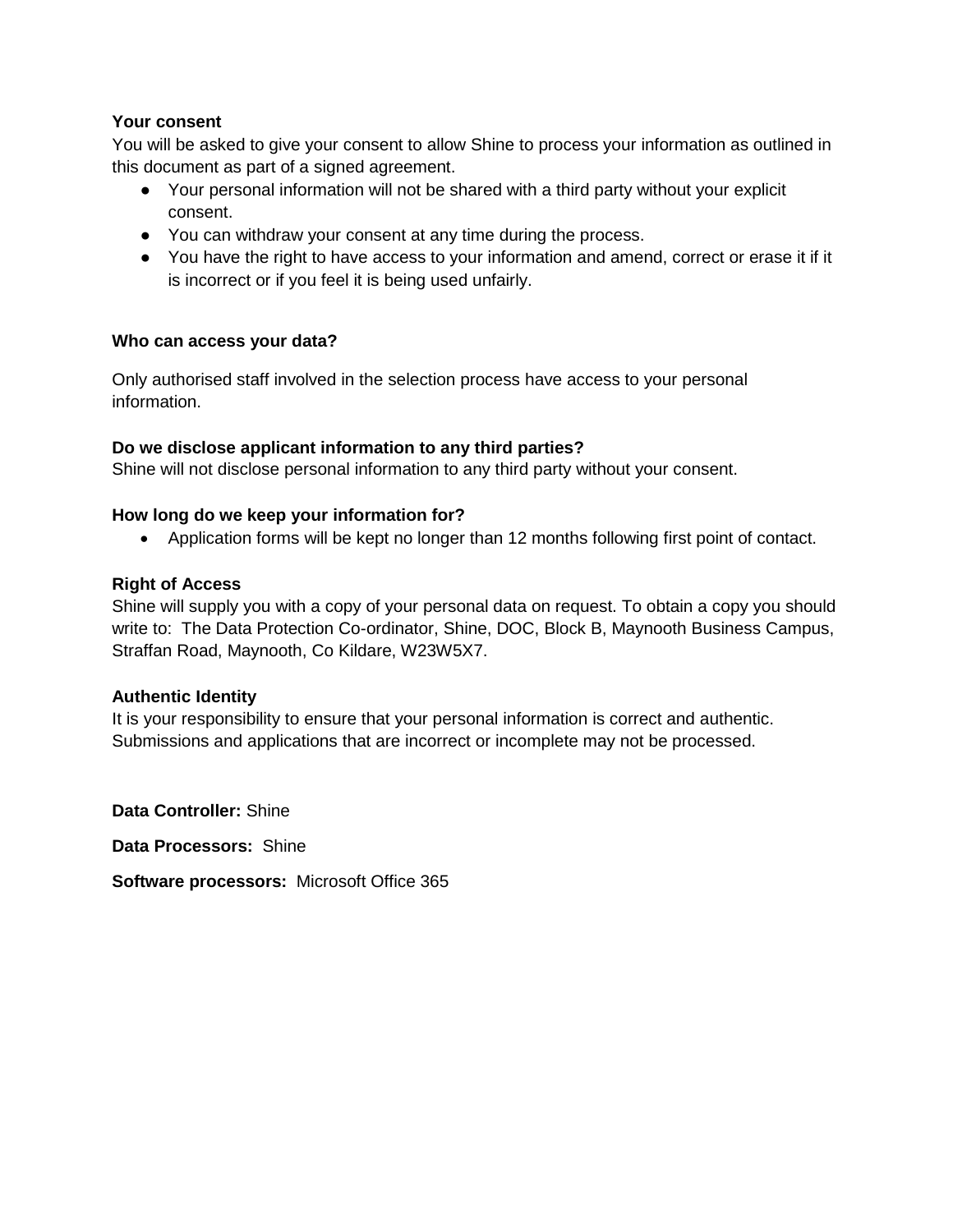**Your consent**

You will be asked to give your consent to allow Shine to process your information as outlined in this document as part of a signed agreement.

- Your personal information will not be shared with a third party without your explicit consent.
- You can withdraw your consent at any time during the process.
- You have the right to have access to your information and amend, correct or erase it if it is incorrect or if you feel it is being used unfairly.

**Who can access your data?**

Only authorised staff involved in the selection process have access to your personal information.

**Do we disclose applicant information to any third parties?**

Shine will not disclose personal information to any third party without your consent.

**How long do we keep your information for?**

- Application forms will be kept no longer than 12 months following first point of contact.

**Right of Access**

Shine will supply you with a copy of your personal data on request. To obtain a copy you should write to: The Data Protection Co-ordinator, Shine, DOC, Block B, Maynooth Business Campus, Straffan Road, Maynooth, Co Kildare, W23W5X7.

**Authentic Identity**

It is your responsibility to ensure that your personal information is correct and authentic. Submissions and applications that are incorrect or incomplete may not be processed.

**Data Controller:** Shine

**Data Processors:** Shine

**Software processors:** Microsoft Office 365